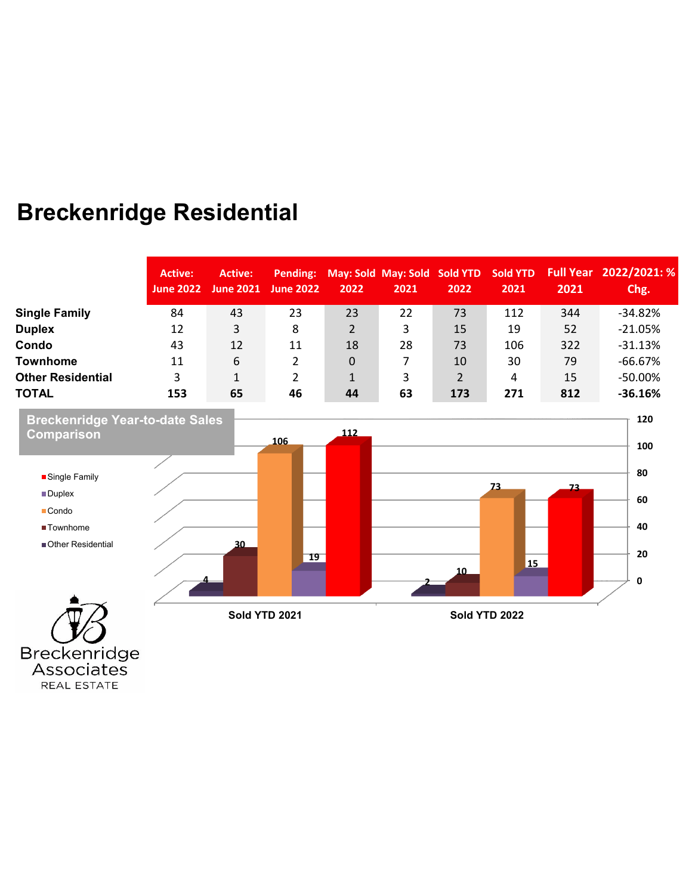# Breckenridge Residential

| | Active: June 2022 | Active: June 2021 | Pending: June 2022 | May: Sold 2022 | May: Sold 2021 | Sold YTD 2022 | Sold YTD 2021 | Full Year 2021 | 2022/2021: % Chg. |
|---|---|---|---|---|---|---|---|---|---|
| **Single Family** | 84 | 43 | 23 | 23 | 22 | 73 | 112 | 344 | -34.82% |
| **Duplex** | 12 | 3 | 8 | 2 | 3 | 15 | 19 | 52 | -21.05% |
| **Condo** | 43 | 12 | 11 | 18 | 28 | 73 | 106 | 322 | -31.13% |
| **Townhome** | 11 | 6 | 2 | 0 | 7 | 10 | 30 | 79 | -66.67% |
| **Other Residential** | 3 | 1 | 2 | 1 | 3 | 2 | 4 | 15 | -50.00% |
| **TOTAL** | **153** | **65** | **46** | **44** | **63** | **173** | **271** | **812** | **-36.16%** |

**Breckenridge Year-to-date Sales Comparison**

| | Other Residential | Townhome | Condo | Duplex | Single Family |
|---|---|---|---|---|---|
| Sold YTD 2021 | 4 | 30 | 106 | 19 | 112 |
| Sold YTD 2022 | 2 | 10 | 73 | 15 | 73 |

Breckenridge Associates REAL ESTATE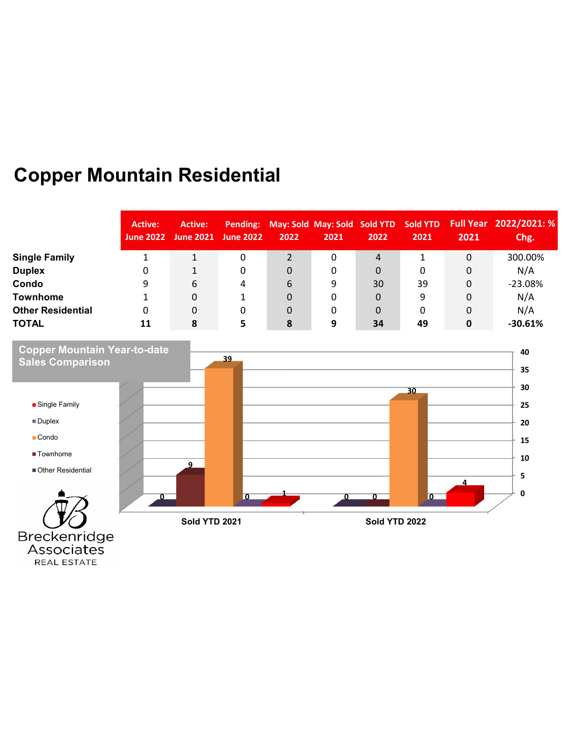# Copper Mountain Residential

| | Active: June 2022 | Active: June 2021 | Pending: June 2022 | May: Sold 2022 | May: Sold 2021 | Sold YTD 2022 | Sold YTD 2021 | Full Year 2021 | 2022/2021: % Chg. |
|---|---|---|---|---|---|---|---|---|---|
| **Single Family** | 1 | 1 | 0 | 2 | 0 | 4 | 1 | 0 | 300.00% |
| **Duplex** | 0 | 1 | 0 | 0 | 0 | 0 | 0 | 0 | N/A |
| **Condo** | 9 | 6 | 4 | 6 | 9 | 30 | 39 | 0 | -23.08% |
| **Townhome** | 1 | 0 | 1 | 0 | 0 | 0 | 9 | 0 | N/A |
| **Other Residential** | 0 | 0 | 0 | 0 | 0 | 0 | 0 | 0 | N/A |
| **TOTAL** | **11** | **8** | **5** | **8** | **9** | **34** | **49** | **0** | **-30.61%** |

**Copper Mountain Year-to-date Sales Comparison**

| | Sold YTD 2021 | Sold YTD 2022 |
|---|---|---|
| Other Residential | 0 | 0 |
| Townhome | 9 | 0 |
| Condo | 39 | 30 |
| Duplex | 0 | 0 |
| Single Family | 1 | 4 |

Breckenridge Associates REAL ESTATE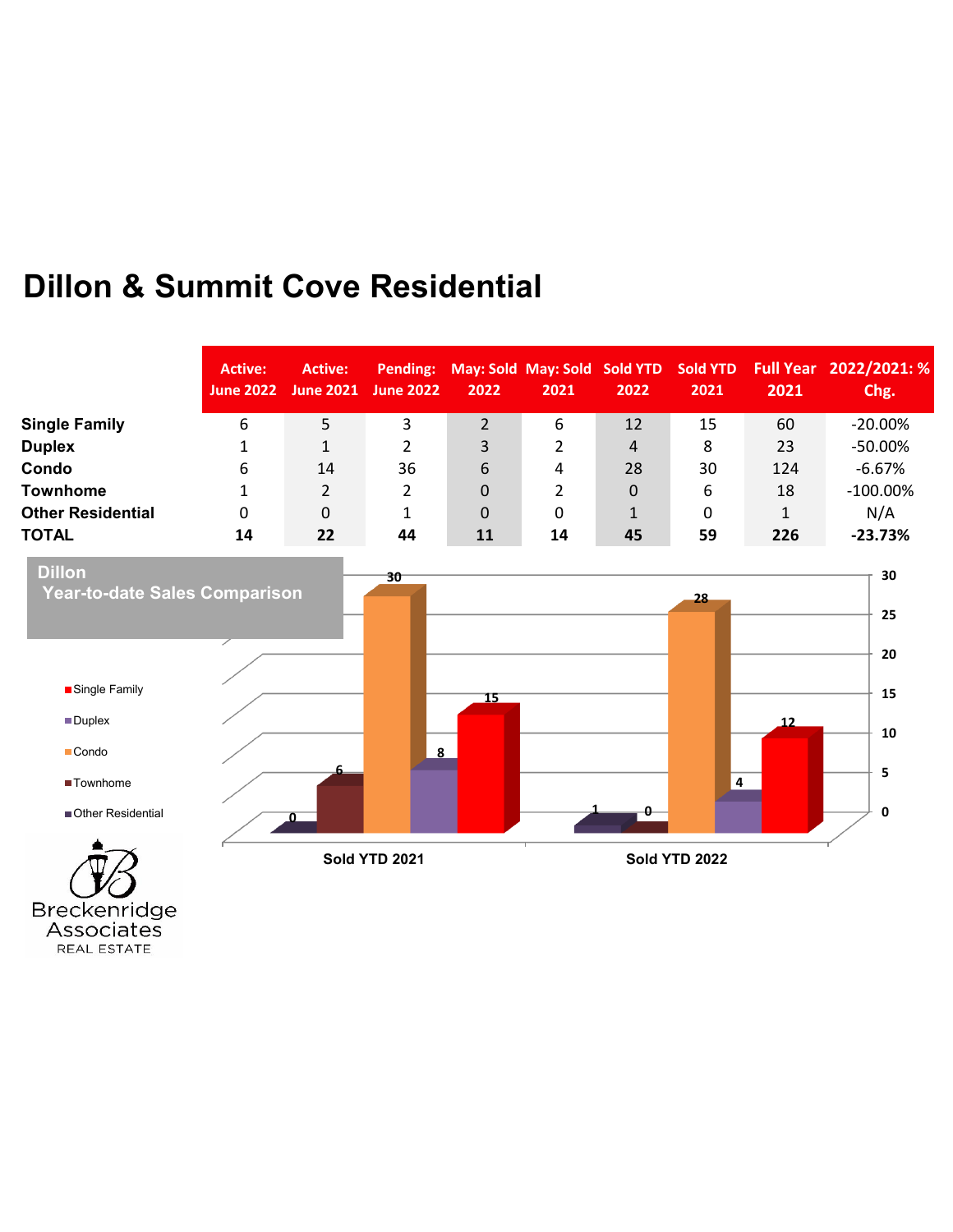# Dillon & Summit Cove Residential

| | Active: June 2022 | Active: June 2021 | Pending: June 2022 | May: Sold 2022 | May: Sold 2021 | Sold YTD 2022 | Sold YTD 2021 | Full Year 2021 | 2022/2021: % Chg. |
|---|---|---|---|---|---|---|---|---|---|
| **Single Family** | 6 | 5 | 3 | 2 | 6 | 12 | 15 | 60 | -20.00% |
| **Duplex** | 1 | 1 | 2 | 3 | 2 | 4 | 8 | 23 | -50.00% |
| **Condo** | 6 | 14 | 36 | 6 | 4 | 28 | 30 | 124 | -6.67% |
| **Townhome** | 1 | 2 | 2 | 0 | 2 | 0 | 6 | 18 | -100.00% |
| **Other Residential** | 0 | 0 | 1 | 0 | 0 | 1 | 0 | 1 | N/A |
| **TOTAL** | **14** | **22** | **44** | **11** | **14** | **45** | **59** | **226** | **-23.73%** |

**Dillon Year-to-date Sales Comparison**

| | Other Residential | Townhome | Condo | Duplex | Single Family |
|---|---|---|---|---|---|
| Sold YTD 2021 | 0 | 6 | 30 | 8 | 15 |
| Sold YTD 2022 | 1 | 0 | 28 | 4 | 12 |

Breckenridge Associates REAL ESTATE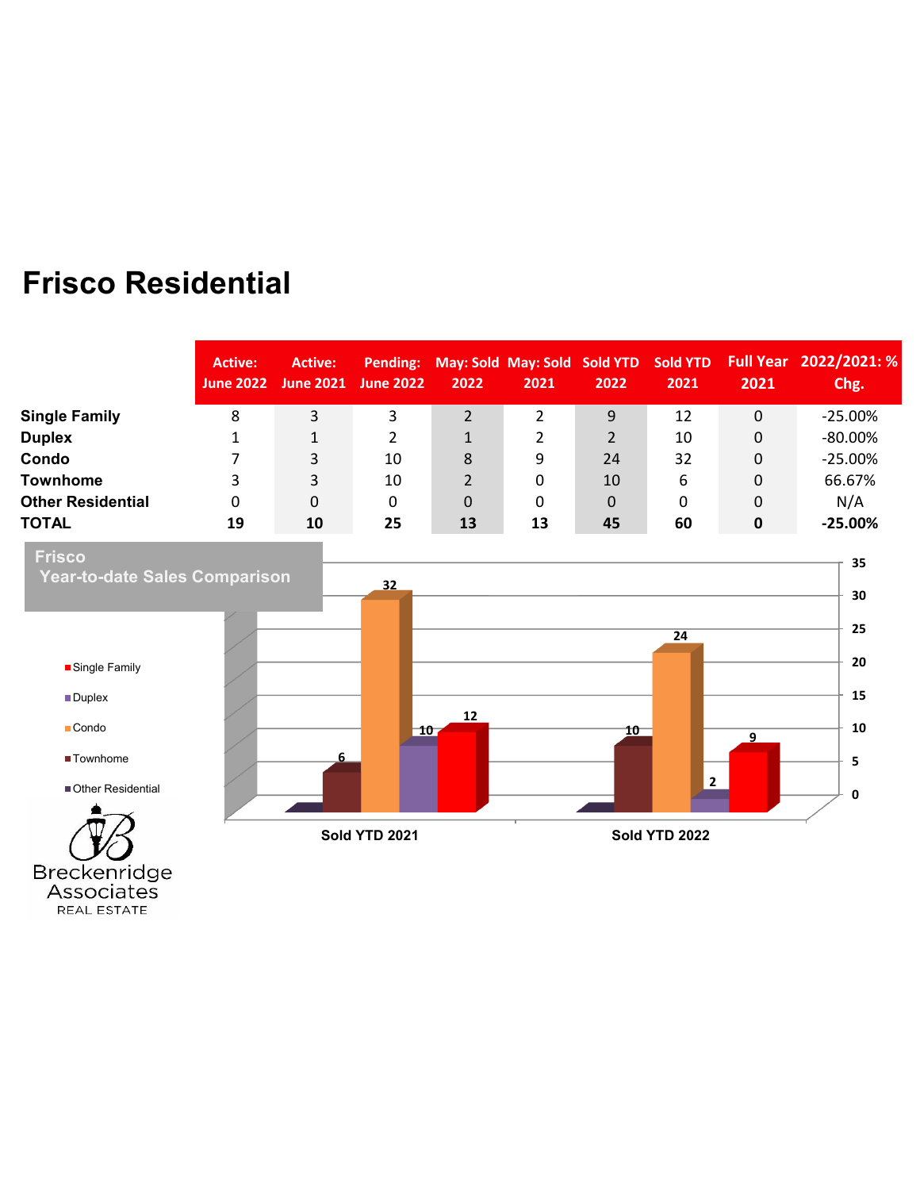# Frisco Residential

| | Active: June 2022 | Active: June 2021 | Pending: June 2022 | May: Sold 2022 | May: Sold 2021 | Sold YTD 2022 | Sold YTD 2021 | Full Year 2021 | 2022/2021: % Chg. |
|---|---|---|---|---|---|---|---|---|---|
| **Single Family** | 8 | 3 | 3 | 2 | 2 | 9 | 12 | 0 | -25.00% |
| **Duplex** | 1 | 1 | 2 | 1 | 2 | 2 | 10 | 0 | -80.00% |
| **Condo** | 7 | 3 | 10 | 8 | 9 | 24 | 32 | 0 | -25.00% |
| **Townhome** | 3 | 3 | 10 | 2 | 0 | 10 | 6 | 0 | 66.67% |
| **Other Residential** | 0 | 0 | 0 | 0 | 0 | 0 | 0 | 0 | N/A |
| **TOTAL** | **19** | **10** | **25** | **13** | **13** | **45** | **60** | **0** | **-25.00%** |

**Frisco Year-to-date Sales Comparison**

| | Other Residential | Townhome | Condo | Duplex | Single Family |
|---|---|---|---|---|---|
| Sold YTD 2021 | | 6 | 32 | 10 | 12 |
| Sold YTD 2022 | | 10 | 24 | 2 | 9 |

Breckenridge Associates
REAL ESTATE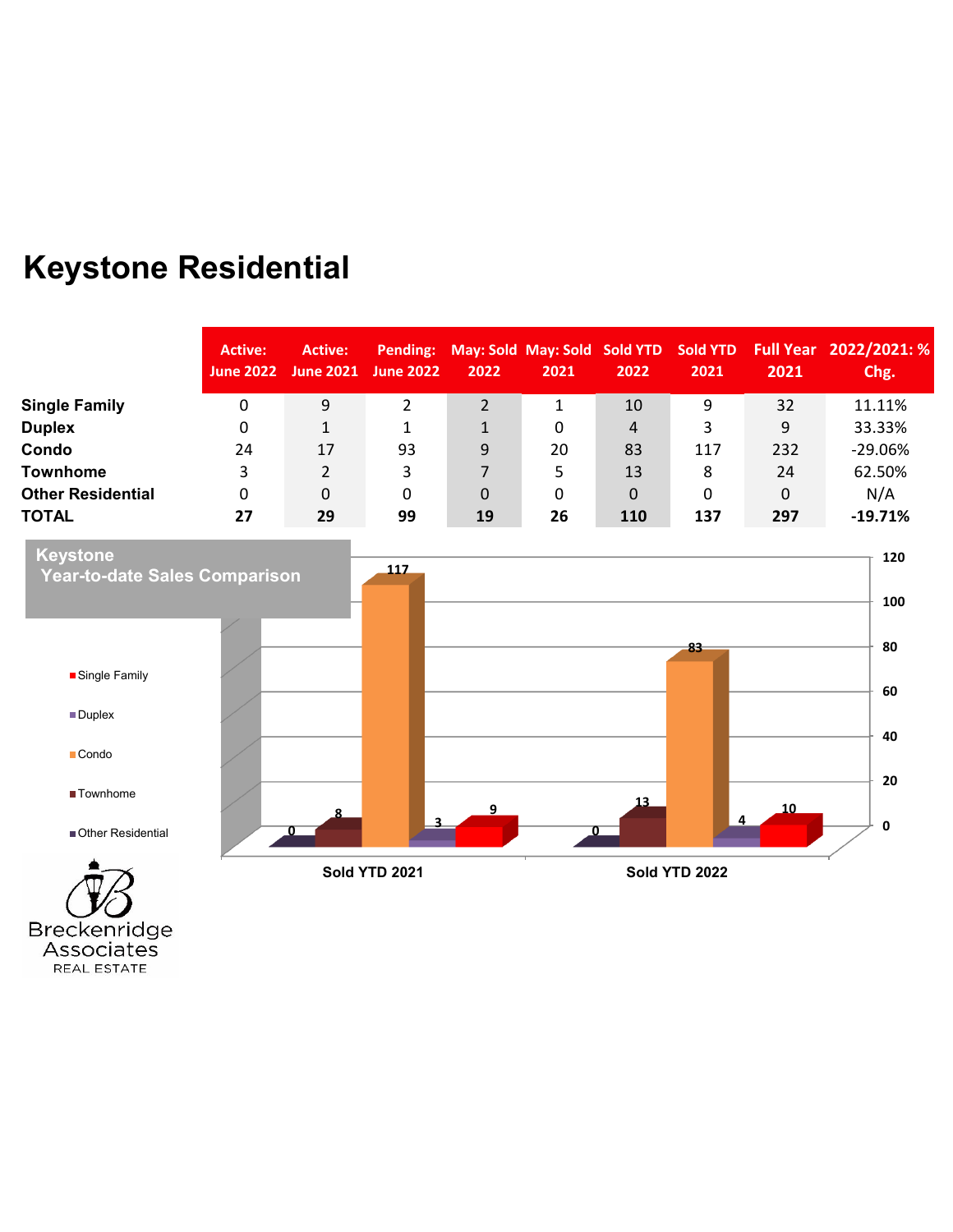# Keystone Residential

| | Active: June 2022 | Active: June 2021 | Pending: June 2022 | May: Sold 2022 | May: Sold 2021 | Sold YTD 2022 | Sold YTD 2021 | Full Year 2021 | 2022/2021: % Chg. |
|---|---|---|---|---|---|---|---|---|---|
| **Single Family** | 0 | 9 | 2 | 2 | 1 | 10 | 9 | 32 | 11.11% |
| **Duplex** | 0 | 1 | 1 | 1 | 0 | 4 | 3 | 9 | 33.33% |
| **Condo** | 24 | 17 | 93 | 9 | 20 | 83 | 117 | 232 | -29.06% |
| **Townhome** | 3 | 2 | 3 | 7 | 5 | 13 | 8 | 24 | 62.50% |
| **Other Residential** | 0 | 0 | 0 | 0 | 0 | 0 | 0 | 0 | N/A |
| **TOTAL** | **27** | **29** | **99** | **19** | **26** | **110** | **137** | **297** | **-19.71%** |

**Keystone Year-to-date Sales Comparison**

| | Other Residential | Townhome | Condo | Duplex | Single Family |
|---|---|---|---|---|---|
| Sold YTD 2021 | 0 | 8 | 117 | 3 | 9 |
| Sold YTD 2022 | 0 | 13 | 83 | 4 | 10 |

Breckenridge Associates REAL ESTATE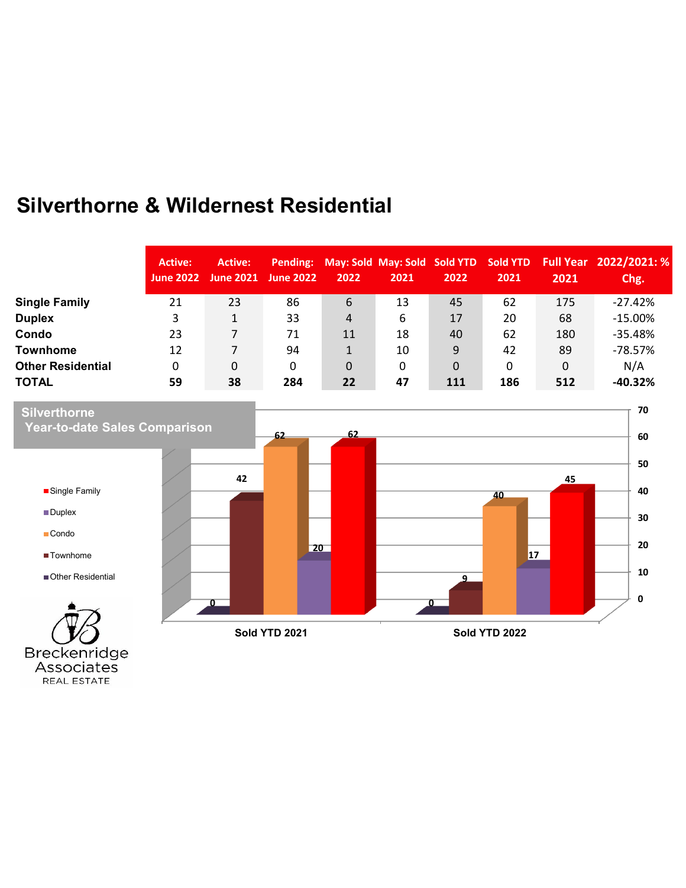# Silverthorne & Wildernest Residential

| | Active: June 2022 | Active: June 2021 | Pending: June 2022 | May: Sold 2022 | May: Sold 2021 | Sold YTD 2022 | Sold YTD 2021 | Full Year 2021 | 2022/2021: % Chg. |
|---|---|---|---|---|---|---|---|---|---|
| **Single Family** | 21 | 23 | 86 | 6 | 13 | 45 | 62 | 175 | -27.42% |
| **Duplex** | 3 | 1 | 33 | 4 | 6 | 17 | 20 | 68 | -15.00% |
| **Condo** | 23 | 7 | 71 | 11 | 18 | 40 | 62 | 180 | -35.48% |
| **Townhome** | 12 | 7 | 94 | 1 | 10 | 9 | 42 | 89 | -78.57% |
| **Other Residential** | 0 | 0 | 0 | 0 | 0 | 0 | 0 | 0 | N/A |
| **TOTAL** | **59** | **38** | **284** | **22** | **47** | **111** | **186** | **512** | **-40.32%** |

Silverthorne
Year-to-date Sales Comparison

Single Family
Duplex
Condo
Townhome
Other Residential

0 42 62 20 62
0 9 40 17 45

70
60
50
40
30
20
10
0

Sold YTD 2021
Sold YTD 2022

Breckenridge Associates
REAL ESTATE